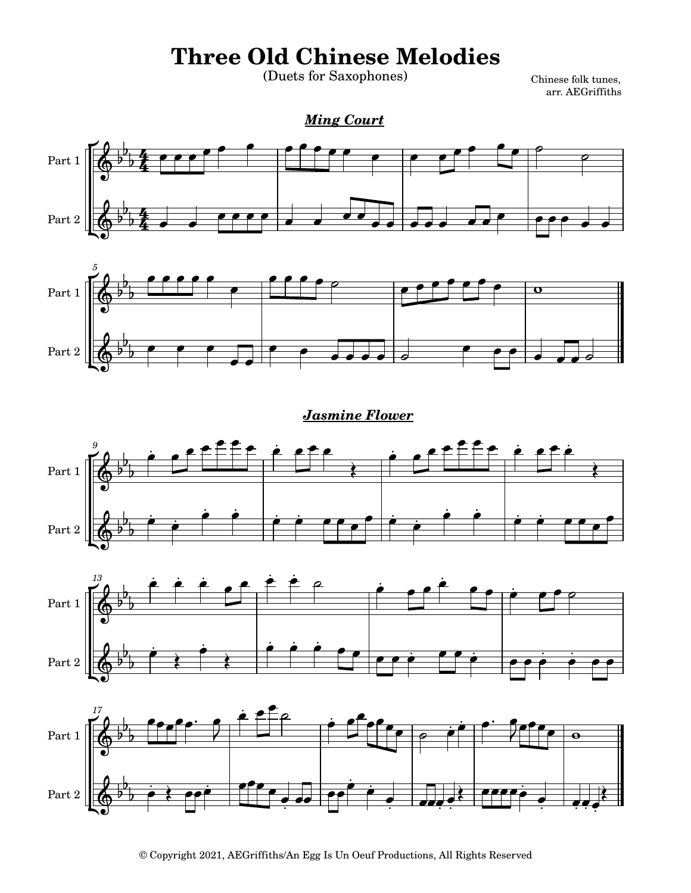# Three Old Chinese Melodies

(Duets for Saxophones)

Chinese folk tunes,
arr. AEGriffiths

## *Ming Court*

## *Jasmine Flower*

© Copyright 2021, AEGriffiths/An Egg Is Un Oeuf Productions, All Rights Reserved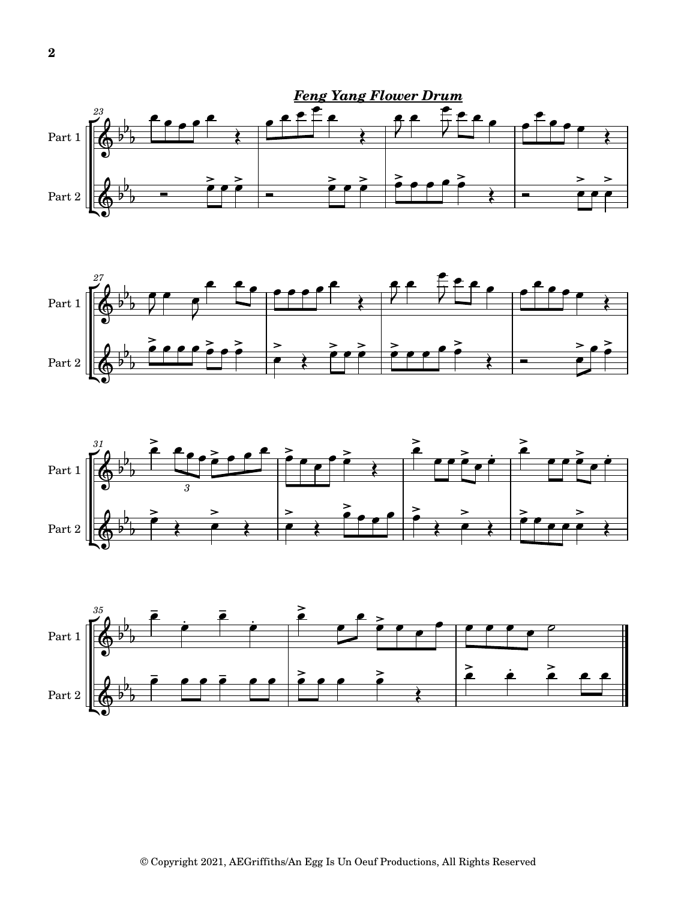**_Feng Yang Flower Drum_**

© Copyright 2021, AEGriffiths/An Egg Is Un Oeuf Productions, All Rights Reserved